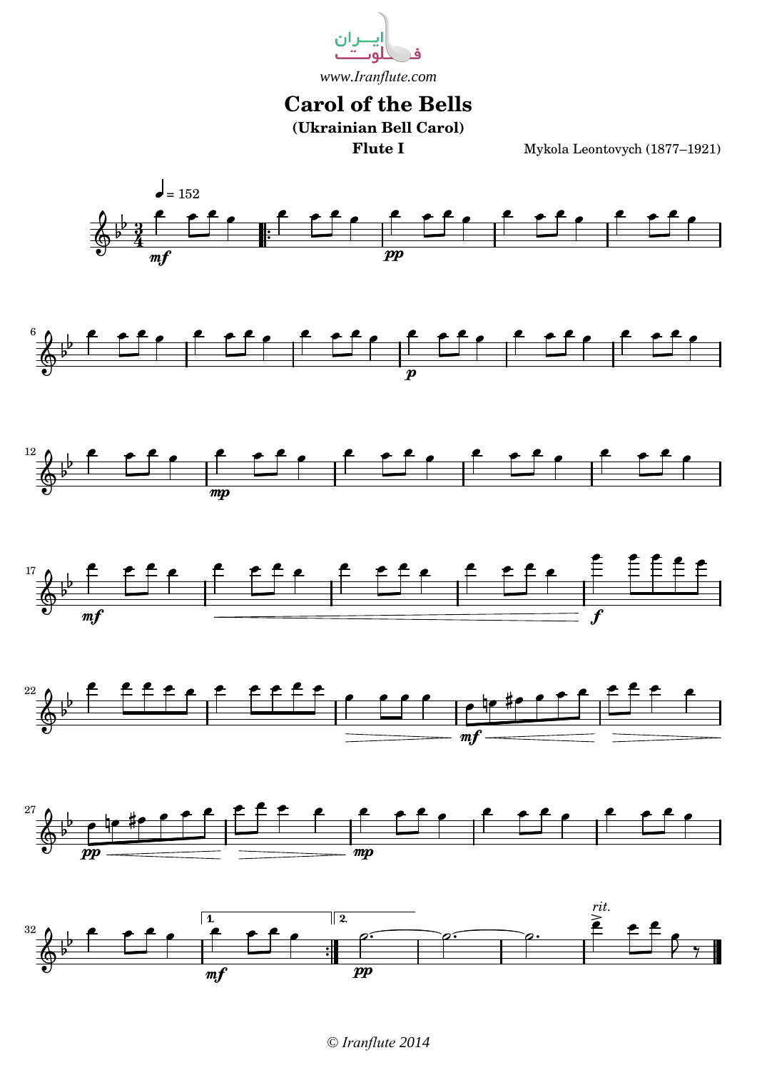ایـــران فـلـوت

*www.Iranflute.com*

# Carol of the Bells

**(Ukrainian Bell Carol)**

**Flute I**

Mykola Leontovych (1877–1921)

© Iranflute 2014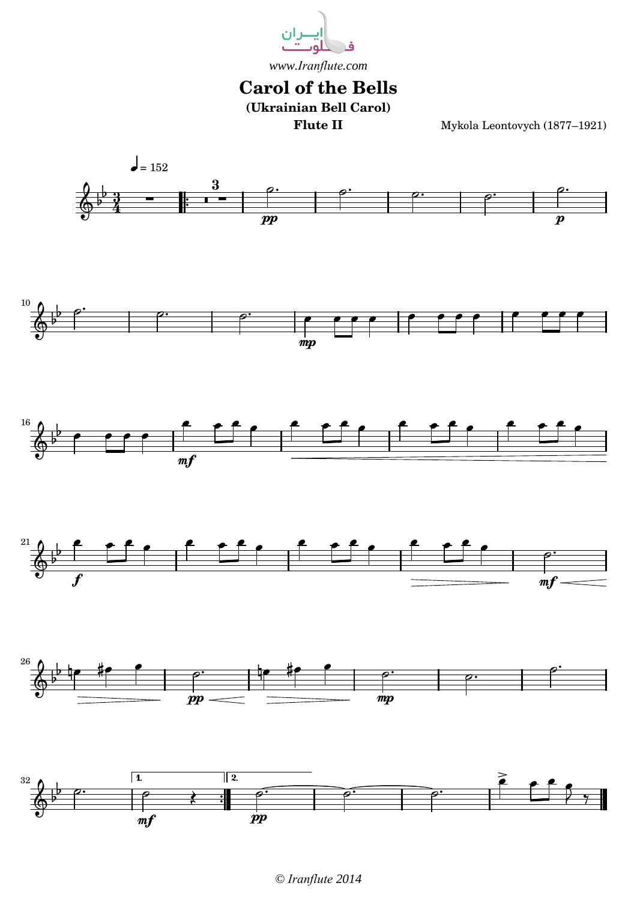www.Iranflute.com

# Carol of the Bells

### (Ukrainian Bell Carol)

**Flute II**

Mykola Leontovych (1877–1921)

© Iranflute 2014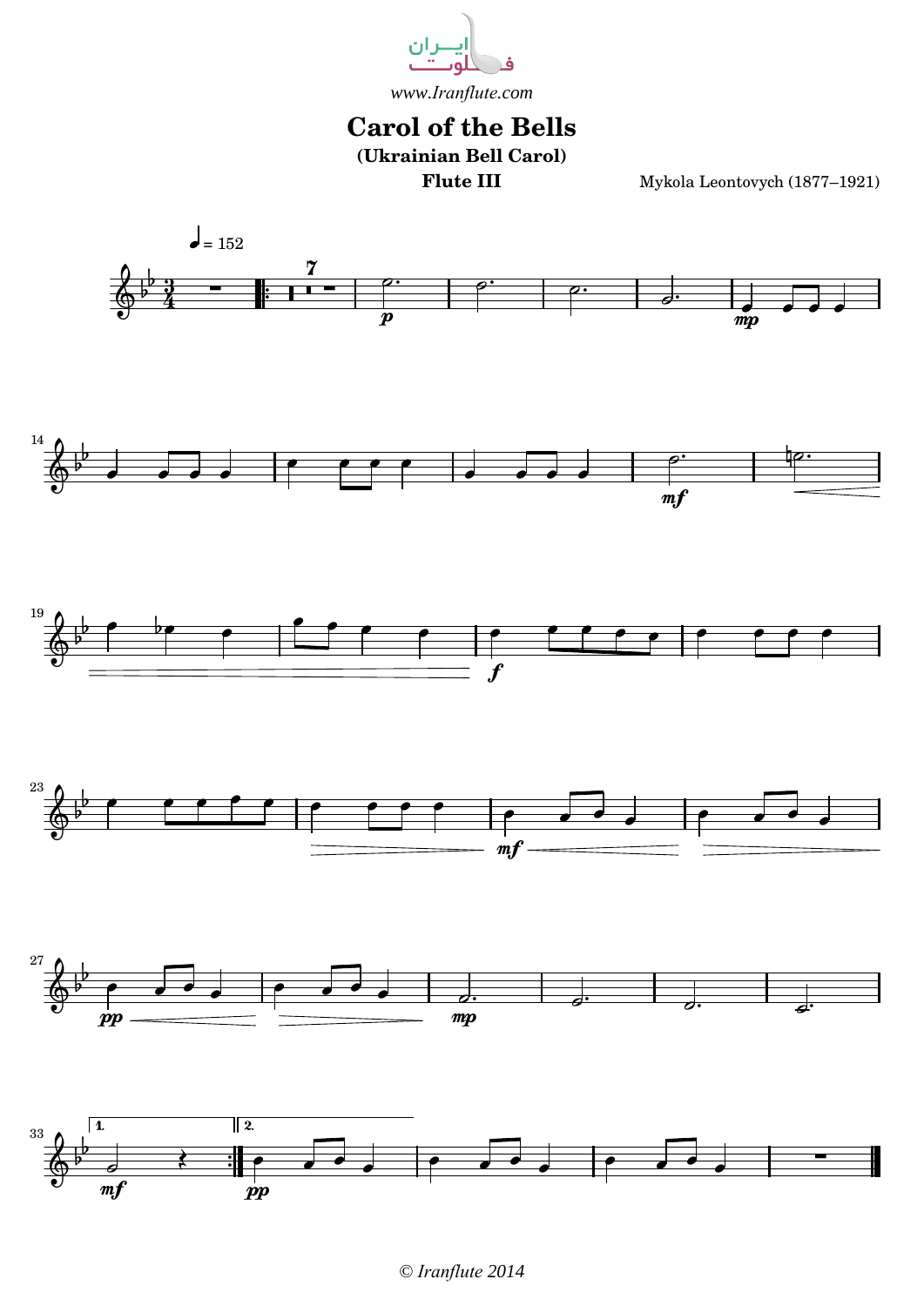ایـــران فـلـوت

*www.Iranflute.com*

# Carol of the Bells

**(Ukrainian Bell Carol)**

**Flute III**

Mykola Leontovych (1877–1921)

*© Iranflute 2014*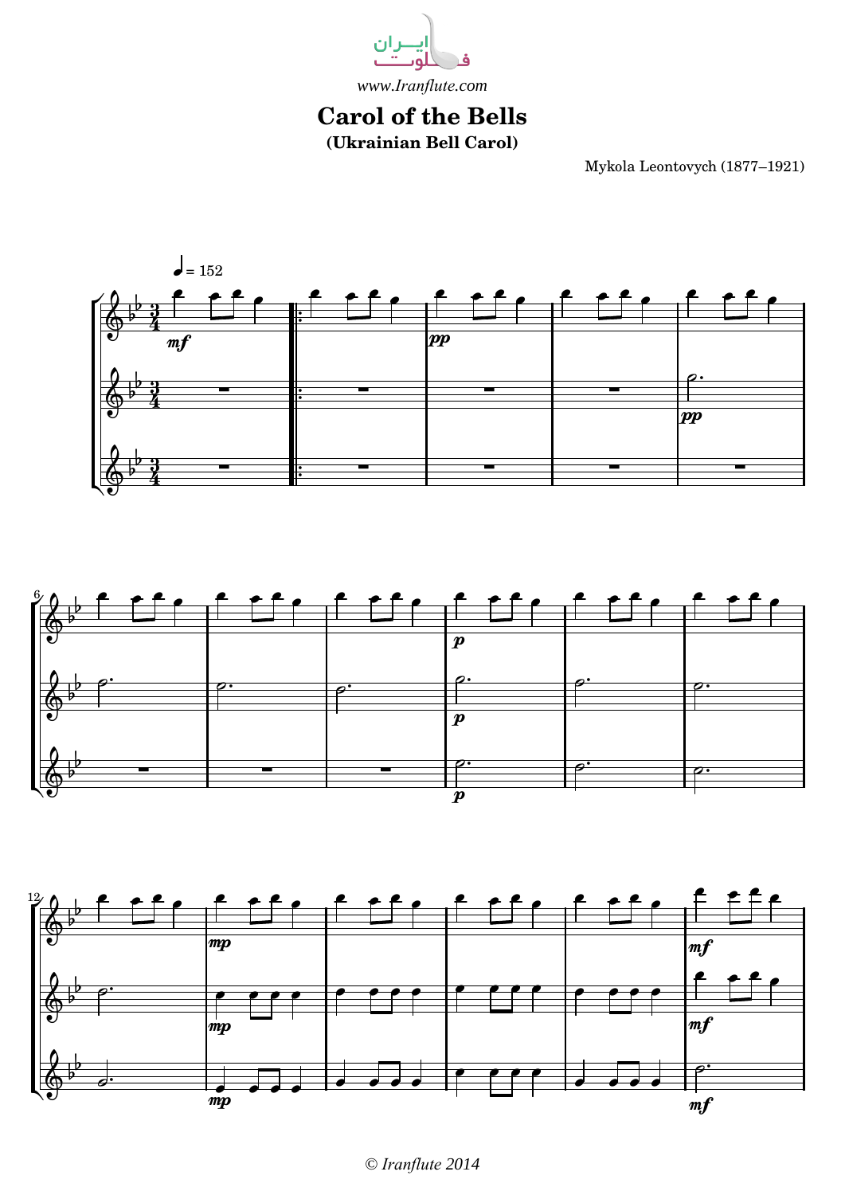ایران فلوت

*www.Iranflute.com*

# Carol of the Bells

**(Ukrainian Bell Carol)**

Mykola Leontovych (1877–1921)

*© Iranflute 2014*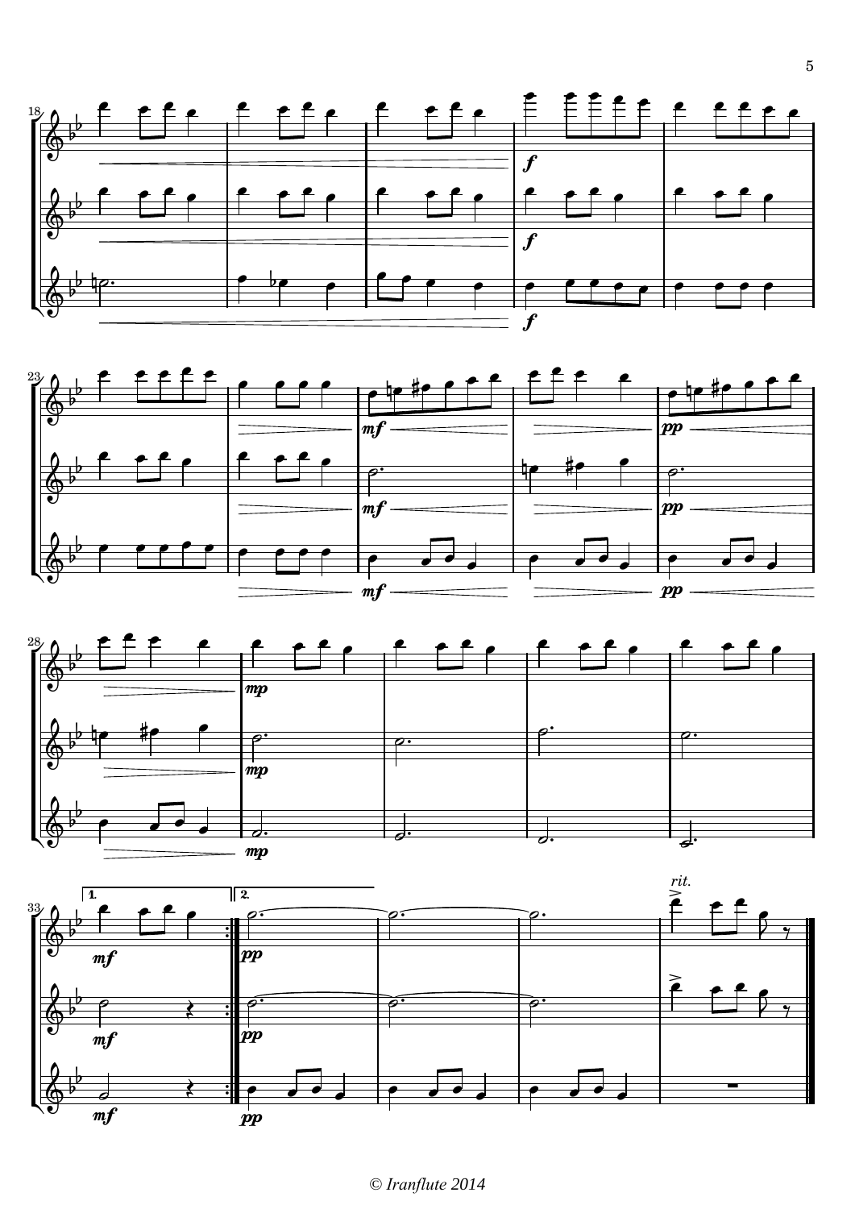© Iranflute 2014